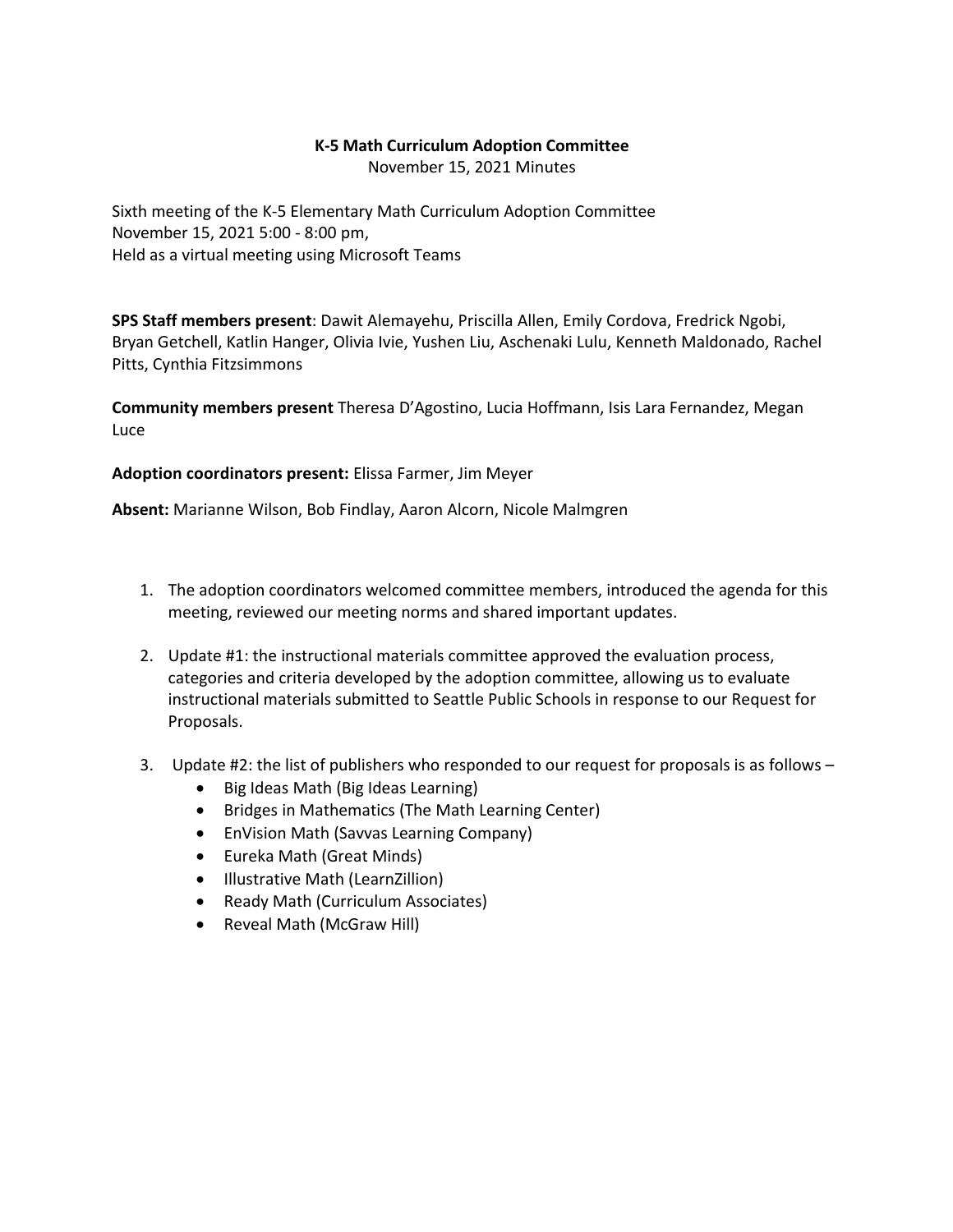# K-5 Math Curriculum Adoption Committee

November 15, 2021 Minutes

Sixth meeting of the K-5 Elementary Math Curriculum Adoption Committee
November 15, 2021 5:00 - 8:00 pm,
Held as a virtual meeting using Microsoft Teams

**SPS Staff members present**: Dawit Alemayehu, Priscilla Allen, Emily Cordova, Fredrick Ngobi, Bryan Getchell, Katlin Hanger, Olivia Ivie, Yushen Liu, Aschenaki Lulu, Kenneth Maldonado, Rachel Pitts, Cynthia Fitzsimmons

**Community members present** Theresa D'Agostino, Lucia Hoffmann, Isis Lara Fernandez, Megan Luce

**Adoption coordinators present:** Elissa Farmer, Jim Meyer

**Absent:** Marianne Wilson, Bob Findlay, Aaron Alcorn, Nicole Malmgren

1. The adoption coordinators welcomed committee members, introduced the agenda for this meeting, reviewed our meeting norms and shared important updates.

2. Update #1: the instructional materials committee approved the evaluation process, categories and criteria developed by the adoption committee, allowing us to evaluate instructional materials submitted to Seattle Public Schools in response to our Request for Proposals.

3. Update #2: the list of publishers who responded to our request for proposals is as follows –
    - Big Ideas Math (Big Ideas Learning)
    - Bridges in Mathematics (The Math Learning Center)
    - EnVision Math (Savvas Learning Company)
    - Eureka Math (Great Minds)
    - Illustrative Math (LearnZillion)
    - Ready Math (Curriculum Associates)
    - Reveal Math (McGraw Hill)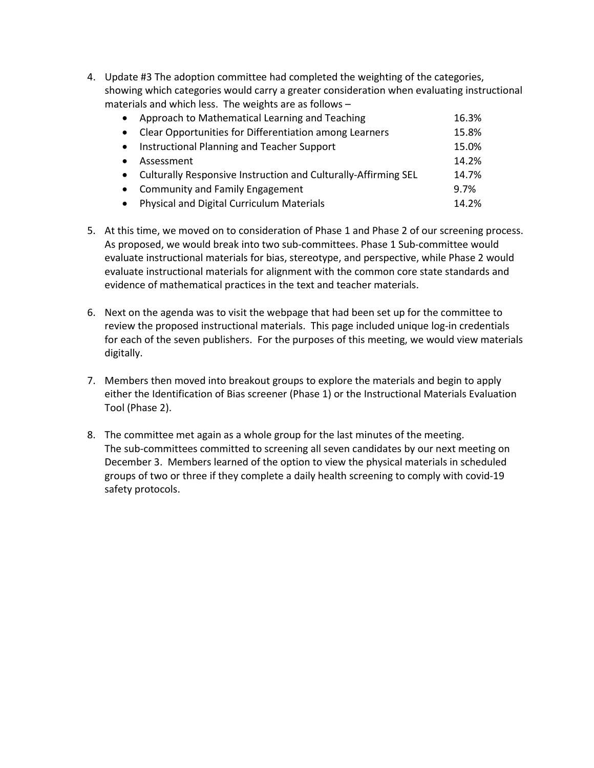4. Update #3 The adoption committee had completed the weighting of the categories, showing which categories would carry a greater consideration when evaluating instructional materials and which less. The weights are as follows –
   - Approach to Mathematical Learning and Teaching 16.3%
   - Clear Opportunities for Differentiation among Learners 15.8%
   - Instructional Planning and Teacher Support 15.0%
   - Assessment 14.2%
   - Culturally Responsive Instruction and Culturally-Affirming SEL 14.7%
   - Community and Family Engagement 9.7%
   - Physical and Digital Curriculum Materials 14.2%

5. At this time, we moved on to consideration of Phase 1 and Phase 2 of our screening process. As proposed, we would break into two sub-committees. Phase 1 Sub-committee would evaluate instructional materials for bias, stereotype, and perspective, while Phase 2 would evaluate instructional materials for alignment with the common core state standards and evidence of mathematical practices in the text and teacher materials.

6. Next on the agenda was to visit the webpage that had been set up for the committee to review the proposed instructional materials. This page included unique log-in credentials for each of the seven publishers. For the purposes of this meeting, we would view materials digitally.

7. Members then moved into breakout groups to explore the materials and begin to apply either the Identification of Bias screener (Phase 1) or the Instructional Materials Evaluation Tool (Phase 2).

8. The committee met again as a whole group for the last minutes of the meeting. The sub-committees committed to screening all seven candidates by our next meeting on December 3. Members learned of the option to view the physical materials in scheduled groups of two or three if they complete a daily health screening to comply with covid-19 safety protocols.